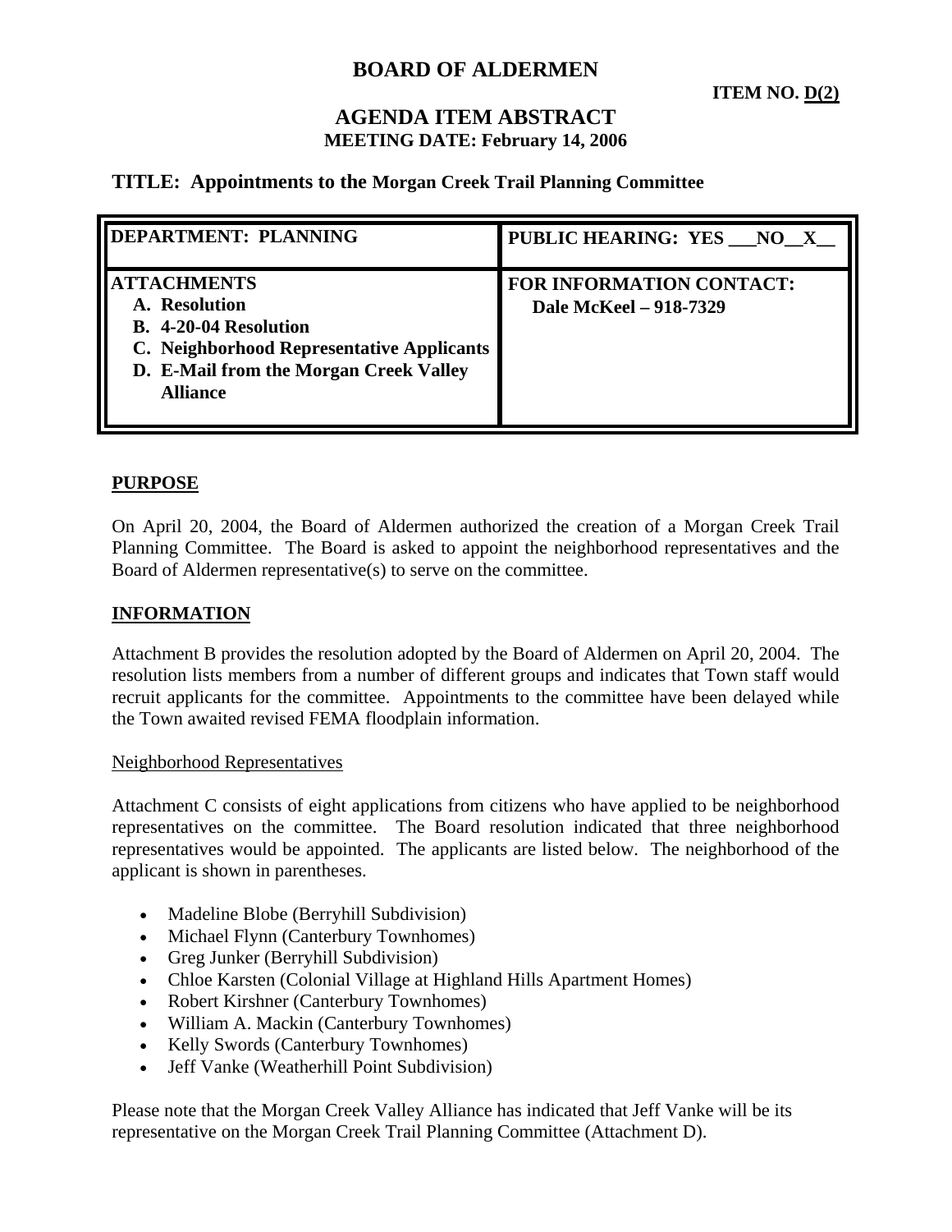# BOARD OF ALDERMEN

**ITEM NO. D(2)**

## AGENDA ITEM ABSTRACT

**MEETING DATE: February 14, 2006**

### TITLE: Appointments to the Morgan Creek Trail Planning Committee

| DEPARTMENT: PLANNING | PUBLIC HEARING: YES \_\_\_NO\_\_X\_\_ |
|---|---|
| **ATTACHMENTS**<br>A. Resolution<br>B. 4-20-04 Resolution<br>C. Neighborhood Representative Applicants<br>D. E-Mail from the Morgan Creek Valley Alliance | **FOR INFORMATION CONTACT:**<br>Dale McKeel – 918-7329 |

## PURPOSE

On April 20, 2004, the Board of Aldermen authorized the creation of a Morgan Creek Trail Planning Committee. The Board is asked to appoint the neighborhood representatives and the Board of Aldermen representative(s) to serve on the committee.

## INFORMATION

Attachment B provides the resolution adopted by the Board of Aldermen on April 20, 2004. The resolution lists members from a number of different groups and indicates that Town staff would recruit applicants for the committee. Appointments to the committee have been delayed while the Town awaited revised FEMA floodplain information.

Neighborhood Representatives

Attachment C consists of eight applications from citizens who have applied to be neighborhood representatives on the committee. The Board resolution indicated that three neighborhood representatives would be appointed. The applicants are listed below. The neighborhood of the applicant is shown in parentheses.

- Madeline Blobe (Berryhill Subdivision)
- Michael Flynn (Canterbury Townhomes)
- Greg Junker (Berryhill Subdivision)
- Chloe Karsten (Colonial Village at Highland Hills Apartment Homes)
- Robert Kirshner (Canterbury Townhomes)
- William A. Mackin (Canterbury Townhomes)
- Kelly Swords (Canterbury Townhomes)
- Jeff Vanke (Weatherhill Point Subdivision)

Please note that the Morgan Creek Valley Alliance has indicated that Jeff Vanke will be its representative on the Morgan Creek Trail Planning Committee (Attachment D).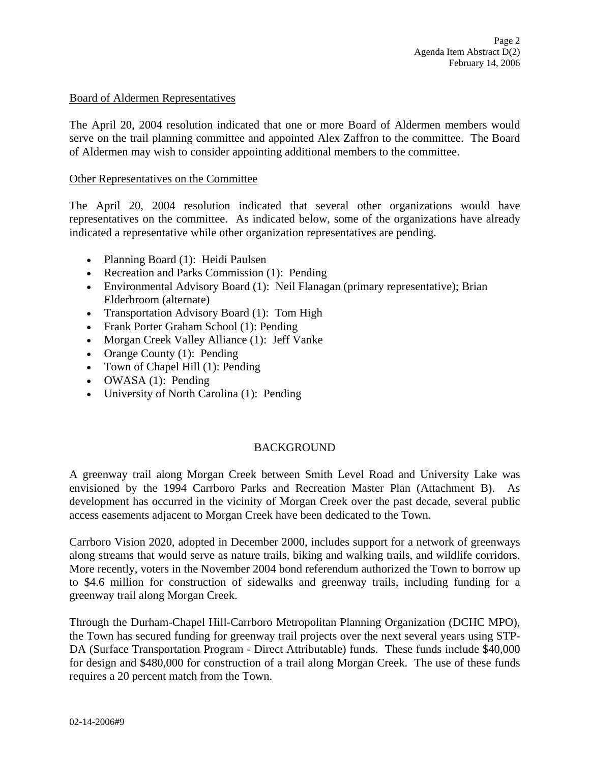Board of Aldermen Representatives

The April 20, 2004 resolution indicated that one or more Board of Aldermen members would serve on the trail planning committee and appointed Alex Zaffron to the committee. The Board of Aldermen may wish to consider appointing additional members to the committee.

Other Representatives on the Committee

The April 20, 2004 resolution indicated that several other organizations would have representatives on the committee. As indicated below, some of the organizations have already indicated a representative while other organization representatives are pending.

- Planning Board (1): Heidi Paulsen
- Recreation and Parks Commission (1): Pending
- Environmental Advisory Board (1): Neil Flanagan (primary representative); Brian Elderbroom (alternate)
- Transportation Advisory Board (1): Tom High
- Frank Porter Graham School (1): Pending
- Morgan Creek Valley Alliance (1): Jeff Vanke
- Orange County (1): Pending
- Town of Chapel Hill (1): Pending
- OWASA (1): Pending
- University of North Carolina (1): Pending

## BACKGROUND

A greenway trail along Morgan Creek between Smith Level Road and University Lake was envisioned by the 1994 Carrboro Parks and Recreation Master Plan (Attachment B). As development has occurred in the vicinity of Morgan Creek over the past decade, several public access easements adjacent to Morgan Creek have been dedicated to the Town.

Carrboro Vision 2020, adopted in December 2000, includes support for a network of greenways along streams that would serve as nature trails, biking and walking trails, and wildlife corridors. More recently, voters in the November 2004 bond referendum authorized the Town to borrow up to $4.6 million for construction of sidewalks and greenway trails, including funding for a greenway trail along Morgan Creek.

Through the Durham-Chapel Hill-Carrboro Metropolitan Planning Organization (DCHC MPO), the Town has secured funding for greenway trail projects over the next several years using STP-DA (Surface Transportation Program - Direct Attributable) funds. These funds include $40,000 for design and $480,000 for construction of a trail along Morgan Creek. The use of these funds requires a 20 percent match from the Town.

02-14-2006#9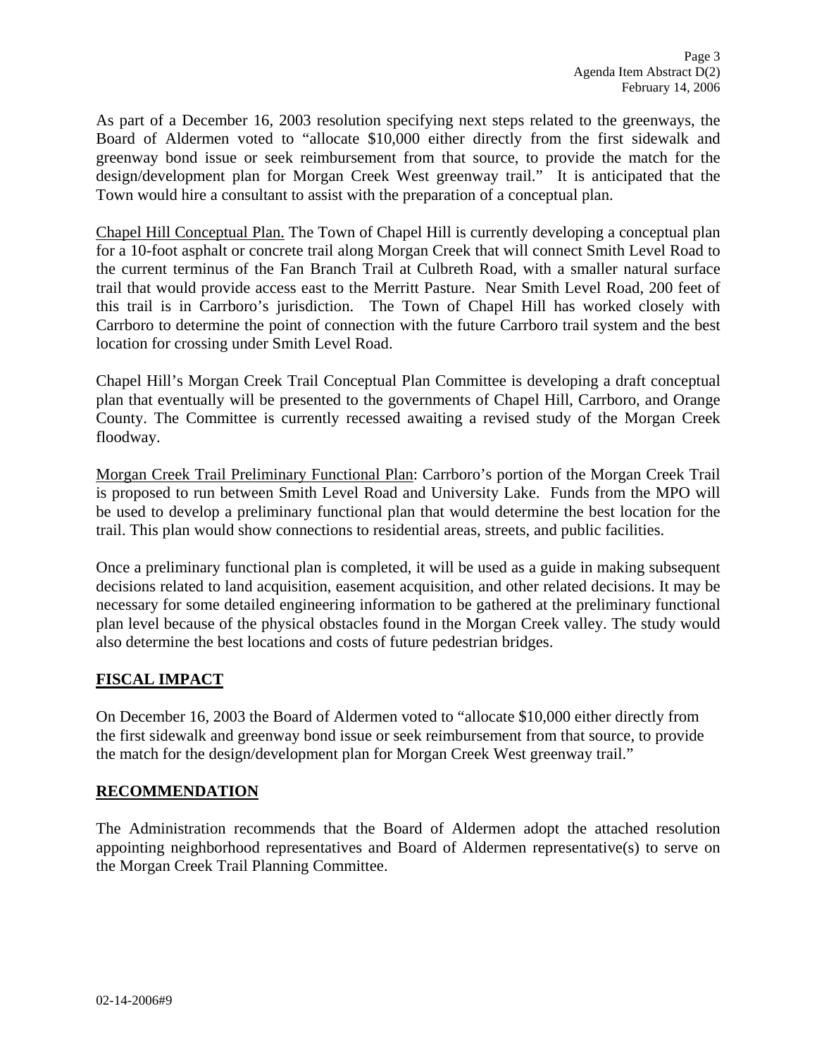As part of a December 16, 2003 resolution specifying next steps related to the greenways, the Board of Aldermen voted to "allocate $10,000 either directly from the first sidewalk and greenway bond issue or seek reimbursement from that source, to provide the match for the design/development plan for Morgan Creek West greenway trail." It is anticipated that the Town would hire a consultant to assist with the preparation of a conceptual plan.

Chapel Hill Conceptual Plan. The Town of Chapel Hill is currently developing a conceptual plan for a 10-foot asphalt or concrete trail along Morgan Creek that will connect Smith Level Road to the current terminus of the Fan Branch Trail at Culbreth Road, with a smaller natural surface trail that would provide access east to the Merritt Pasture. Near Smith Level Road, 200 feet of this trail is in Carrboro's jurisdiction. The Town of Chapel Hill has worked closely with Carrboro to determine the point of connection with the future Carrboro trail system and the best location for crossing under Smith Level Road.

Chapel Hill's Morgan Creek Trail Conceptual Plan Committee is developing a draft conceptual plan that eventually will be presented to the governments of Chapel Hill, Carrboro, and Orange County. The Committee is currently recessed awaiting a revised study of the Morgan Creek floodway.

Morgan Creek Trail Preliminary Functional Plan: Carrboro's portion of the Morgan Creek Trail is proposed to run between Smith Level Road and University Lake. Funds from the MPO will be used to develop a preliminary functional plan that would determine the best location for the trail. This plan would show connections to residential areas, streets, and public facilities.

Once a preliminary functional plan is completed, it will be used as a guide in making subsequent decisions related to land acquisition, easement acquisition, and other related decisions. It may be necessary for some detailed engineering information to be gathered at the preliminary functional plan level because of the physical obstacles found in the Morgan Creek valley. The study would also determine the best locations and costs of future pedestrian bridges.

## FISCAL IMPACT

On December 16, 2003 the Board of Aldermen voted to "allocate $10,000 either directly from the first sidewalk and greenway bond issue or seek reimbursement from that source, to provide the match for the design/development plan for Morgan Creek West greenway trail."

## RECOMMENDATION

The Administration recommends that the Board of Aldermen adopt the attached resolution appointing neighborhood representatives and Board of Aldermen representative(s) to serve on the Morgan Creek Trail Planning Committee.